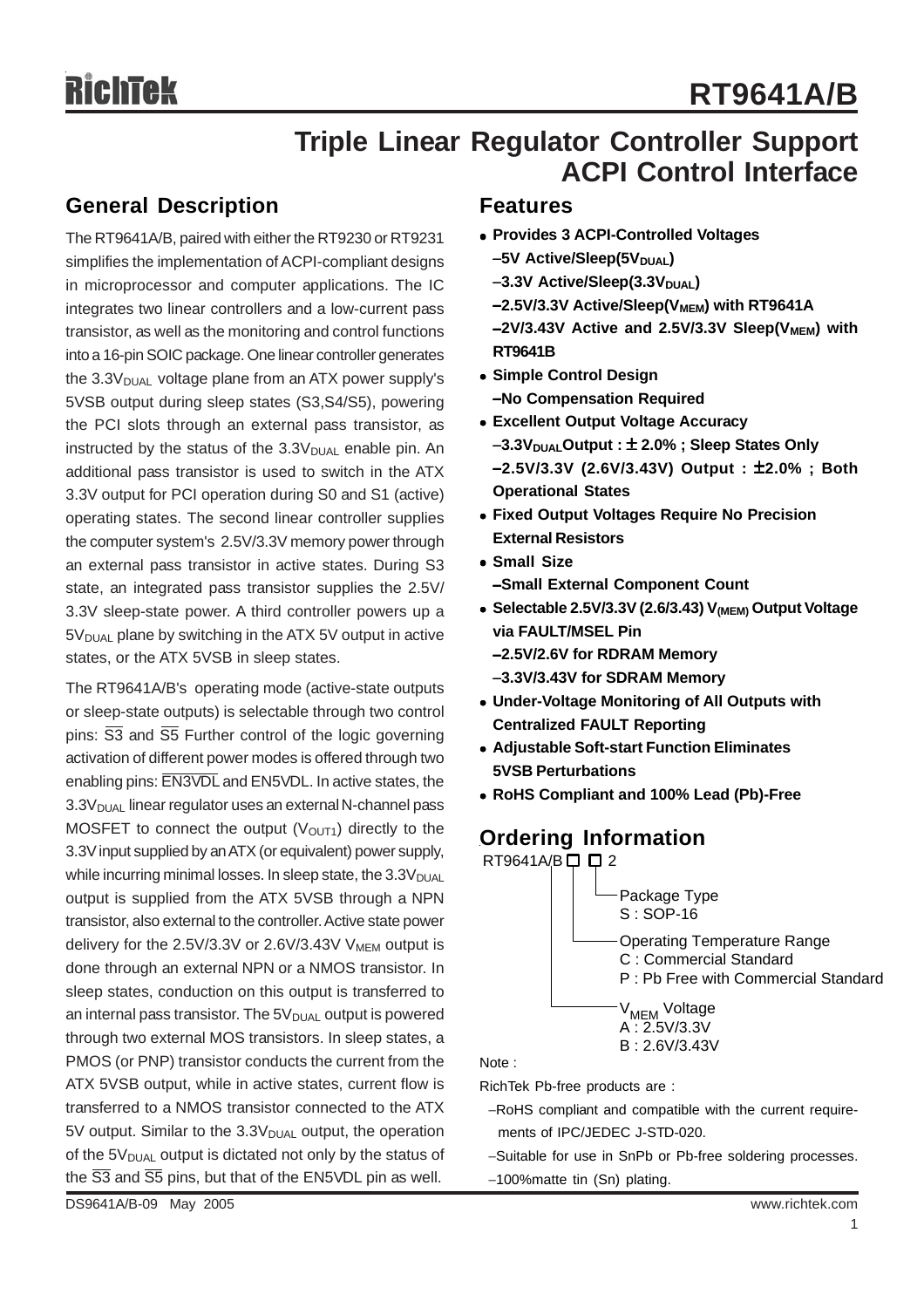# RT9641A/B

## Triple Linear Regulator Controller Support ACPI Control Interface

## General Description

The RT9641A/B, paired with either the RT9230 or RT9231 simplifies the implementation of ACPI-compliant designs in microprocessor and computer applications. The IC integrates two linear controllers and a low-current pass transistor, as well as the monitoring and control functions into a 16-pin SOIC package. One linear controller generates the $3.3V_{DUAL}$ voltage plane from an ATX power supply's 5VSB output during sleep states (S3,S4/S5), powering the PCI slots through an external pass transistor, as instructed by the status of the $3.3V_{DUAL}$ enable pin. An additional pass transistor is used to switch in the ATX 3.3V output for PCI operation during S0 and S1 (active) operating states. The second linear controller supplies the computer system's 2.5V/3.3V memory power through an external pass transistor in active states. During S3 state, an integrated pass transistor supplies the 2.5V/3.3V sleep-state power. A third controller powers up a $5V_{DUAL}$ plane by switching in the ATX 5V output in active states, or the ATX 5VSB in sleep states.

The RT9641A/B's operating mode (active-state outputs or sleep-state outputs) is selectable through two control pins: $\overline{S3}$ and $\overline{S5}$ Further control of the logic governing activation of different power modes is offered through two enabling pins: $\overline{EN3VDL}$ and EN5VDL. In active states, the $3.3V_{DUAL}$ linear regulator uses an external N-channel pass MOSFET to connect the output ($V_{OUT1}$) directly to the 3.3V input supplied by an ATX (or equivalent) power supply, while incurring minimal losses. In sleep state, the $3.3V_{DUAL}$ output is supplied from the ATX 5VSB through a NPN transistor, also external to the controller. Active state power delivery for the 2.5V/3.3V or 2.6V/3.43V $V_{MEM}$ output is done through an external NPN or a NMOS transistor. In sleep states, conduction on this output is transferred to an internal pass transistor. The $5V_{DUAL}$ output is powered through two external MOS transistors. In sleep states, a PMOS (or PNP) transistor conducts the current from the ATX 5VSB output, while in active states, current flow is transferred to a NMOS transistor connected to the ATX 5V output. Similar to the $3.3V_{DUAL}$ output, the operation of the $5V_{DUAL}$ output is dictated not only by the status of the $\overline{S3}$ and $\overline{S5}$ pins, but that of the EN5VDL pin as well.

## Features

- **Provides 3 ACPI-Controlled Voltages**
  - **5V Active/Sleep($5V_{DUAL}$)**
  - **3.3V Active/Sleep($3.3V_{DUAL}$)**
  - **2.5V/3.3V Active/Sleep($V_{MEM}$) with RT9641A**
  - **2V/3.43V Active and 2.5V/3.3V Sleep($V_{MEM}$) with RT9641B**
- **Simple Control Design**
  - **No Compensation Required**
- **Excellent Output Voltage Accuracy**
  - **$3.3V_{DUAL}$ Output : ± 2.0% ; Sleep States Only**
  - **2.5V/3.3V (2.6V/3.43V) Output : ±2.0% ; Both Operational States**
- **Fixed Output Voltages Require No Precision External Resistors**
- **Small Size**
  - **Small External Component Count**
- **Selectable 2.5V/3.3V (2.6/3.43) $V_{(MEM)}$ Output Voltage via FAULT/MSEL Pin**
  - **2.5V/2.6V for RDRAM Memory**
  - **3.3V/3.43V for SDRAM Memory**
- **Under-Voltage Monitoring of All Outputs with Centralized FAULT Reporting**
- **Adjustable Soft-start Function Eliminates 5VSB Perturbations**
- **RoHS Compliant and 100% Lead (Pb)-Free**

## Ordering Information

RT9641A/B □ □ 2

- Package Type
  - S : SOP-16
- Operating Temperature Range
  - C : Commercial Standard
  - P : Pb Free with Commercial Standard
- $V_{MEM}$ Voltage
  - A : 2.5V/3.3V
  - B : 2.6V/3.43V

Note :

RichTek Pb-free products are :

- RoHS compliant and compatible with the current requirements of IPC/JEDEC J-STD-020.
- Suitable for use in SnPb or Pb-free soldering processes.
- 100%matte tin (Sn) plating.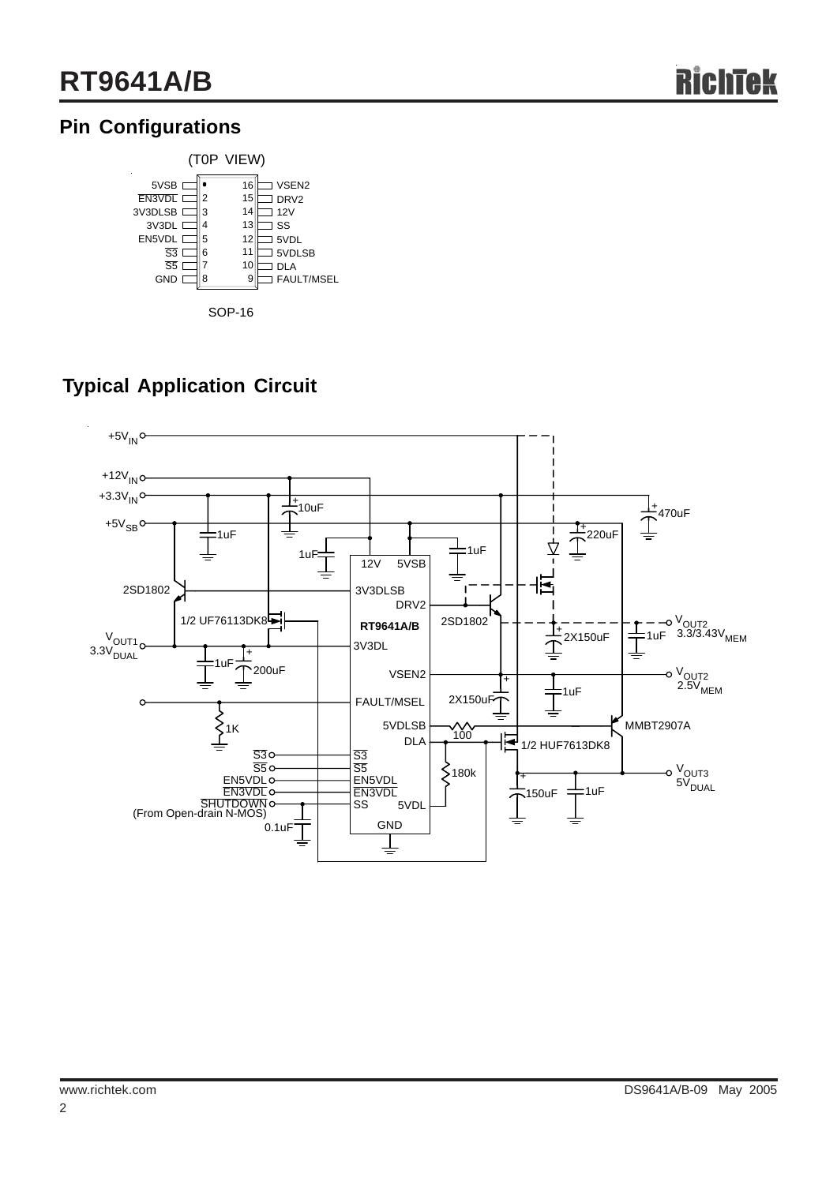## Pin Configurations

(T0P VIEW)

5VSB 1 16 VSEN2
EN3VDL 2 15 DRV2
3V3DLSB 3 14 12V
3V3DL 4 13 SS
EN5VDL 5 12 5VDL
S3 6 11 5VDLSB
S5 7 10 DLA
GND 8 9 FAULT/MSEL

SOP-16

## Typical Application Circuit

+5V_IN
+12V_IN
+3.3V_IN
+5V_SB
10uF
470uF
1uF
220uF
1uF
1uF
12V 5VSB
2SD1802
3V3DLSB
DRV2
1/2 UF76113DK8
RT9641A/B
2SD1802
V_OUT2
3.3/3.43V_MEM
V_OUT1
3.3V_DUAL
3V3DL
2X150uF
1uF
1uF
200uF
VSEN2
V_OUT2
2.5V_MEM
1uF
FAULT/MSEL
2X150uF
5VDLSB
MMBT2907A
1K
100
DLA
1/2 HUF7613DK8
S3
S3
S5
S5
180k
V_OUT3
5V_DUAL
EN5VDL
EN5VDL
EN3VDL
EN3VDL
1uF
SHUTDOWN
SS
5VDL
150uF
(From Open-drain N-MOS)
GND
0.1uF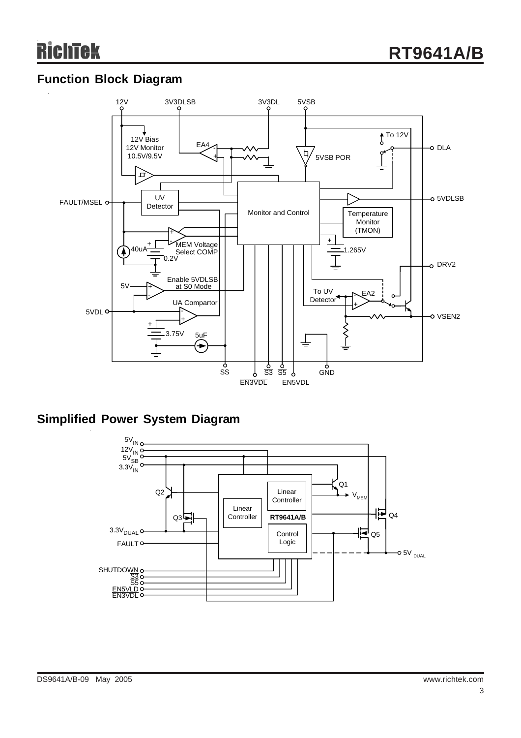## Function Block Diagram

12V
3V3DLSB
3V3DL
5VSB
12V Bias
12V Monitor
10.5V/9.5V
EA4
To 12V
DLA
5VSB POR
UV Detector
FAULT/MSEL
Monitor and Control
5VDLSB
Temperature Monitor (TMON)
40uA
MEM Voltage Select COMP
0.2V
1.265V
DRV2
5V
Enable 5VDLSB at S0 Mode
To UV Detector
EA2
UA Compartor
5VDL
VSEN2
3.75V
5uF
SS
$\overline{S3}$
$\overline{S5}$
GND
$\overline{EN3VDL}$
EN5VDL

## Simplified Power System Diagram

$5V_{IN}$
$12V_{IN}$
$5V_{SB}$
$3.3V_{IN}$
Q1
Q2
Linear Controller
$V_{MEM}$
Linear Controller
Q4
Q3
RT9641A/B
$3.3V_{DUAL}$
Control Logic
Q5
FAULT
$5V_{DUAL}$
$\overline{SHUTDOWN}$
$\overline{S3}$
$\overline{S5}$
EN5VLD
$\overline{EN3VDL}$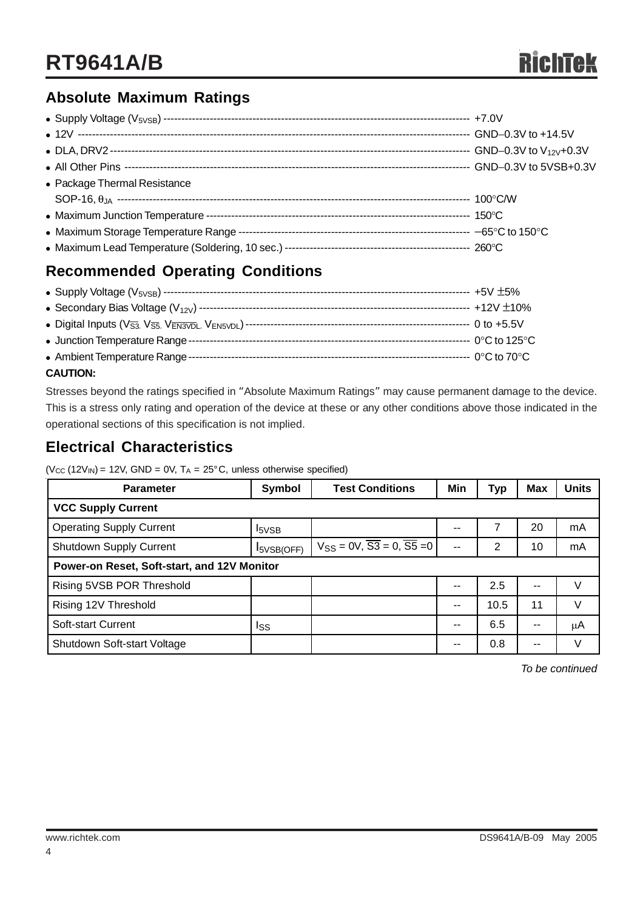## Absolute Maximum Ratings

- Supply Voltage ($V_{5VSB}$) ------------------------------------------------------------------------ +7.0V
- 12V ------------------------------------------------------------------------------------------------ GND–0.3V to +14.5V
- DLA, DRV2 ------------------------------------------------------------------------------------------ GND–0.3V to $V_{12V}$+0.3V
- All Other Pins ------------------------------------------------------------------------------------- GND–0.3V to 5VSB+0.3V
- Package Thermal Resistance
  SOP-16, $\theta_{JA}$ ------------------------------------------------------------------------------ 100°C/W
- Maximum Junction Temperature ---------------------------------------------------------------------- 150°C
- Maximum Storage Temperature Range ---------------------------------------------------------------- –65°C to 150°C
- Maximum Lead Temperature (Soldering, 10 sec.) ---------------------------------------------------- 260°C

## Recommended Operating Conditions

- Supply Voltage ($V_{5VSB}$) ------------------------------------------------------------------------ +5V ±5%
- Secondary Bias Voltage ($V_{12V}$) ---------------------------------------------------------------- +12V ±10%
- Digital Inputs ($V_{\overline{S3}}$, $V_{\overline{S5}}$, $V_{\overline{EN3VDL}}$, $V_{EN5VDL}$) -------------------------------- 0 to +5.5V
- Junction Temperature Range ------------------------------------------------------------------------ 0°C to 125°C
- Ambient Temperature Range ------------------------------------------------------------------------- 0°C to 70°C

**CAUTION:**

Stresses beyond the ratings specified in "Absolute Maximum Ratings" may cause permanent damage to the device. This is a stress only rating and operation of the device at these or any other conditions above those indicated in the operational sections of this specification is not implied.

## Electrical Characteristics

($V_{CC}$ ($12V_{IN}$) = 12V, GND = 0V, $T_A$ = 25°C, unless otherwise specified)

| Parameter | Symbol | Test Conditions | Min | Typ | Max | Units |
|---|---|---|---|---|---|---|
| **VCC Supply Current** | | | | | | |
| Operating Supply Current | $I_{5VSB}$ | | -- | 7 | 20 | mA |
| Shutdown Supply Current | $I_{5VSB(OFF)}$ | $V_{SS}$ = 0V, $\overline{S3}$ = 0, $\overline{S5}$ =0 | -- | 2 | 10 | mA |
| **Power-on Reset, Soft-start, and 12V Monitor** | | | | | | |
| Rising 5VSB POR Threshold | | | -- | 2.5 | -- | V |
| Rising 12V Threshold | | | -- | 10.5 | 11 | V |
| Soft-start Current | $I_{SS}$ | | -- | 6.5 | -- | μA |
| Shutdown Soft-start Voltage | | | -- | 0.8 | -- | V |

*To be continued*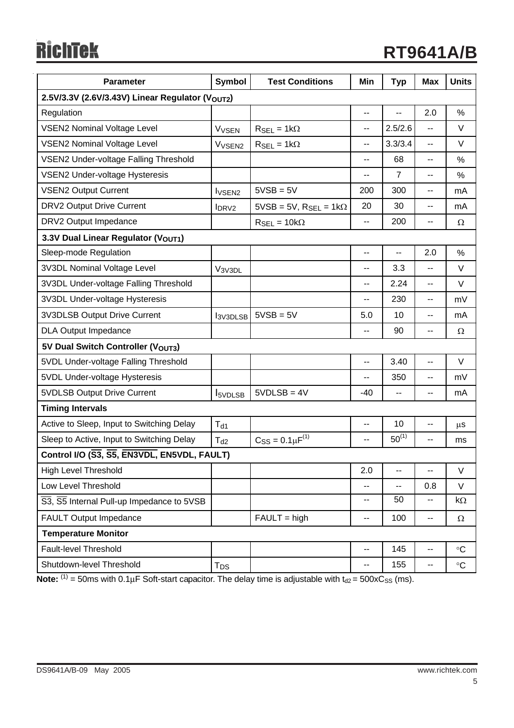| Parameter | Symbol | Test Conditions | Min | Typ | Max | Units |
|---|---|---|---|---|---|---|
| **2.5V/3.3V (2.6V/3.43V) Linear Regulator ($V_{OUT2}$)** | | | | | | |
| Regulation | | | -- | -- | 2.0 | % |
| VSEN2 Nominal Voltage Level | $V_{VSEN}$ | $R_{SEL}$ = 1kΩ | -- | 2.5/2.6 | -- | V |
| VSEN2 Nominal Voltage Level | $V_{VSEN2}$ | $R_{SEL}$ = 1kΩ | -- | 3.3/3.4 | -- | V |
| VSEN2 Under-voltage Falling Threshold | | | -- | 68 | -- | % |
| VSEN2 Under-voltage Hysteresis | | | -- | 7 | -- | % |
| VSEN2 Output Current | $I_{VSEN2}$ | 5VSB = 5V | 200 | 300 | -- | mA |
| DRV2 Output Drive Current | $I_{DRV2}$ | 5VSB = 5V, $R_{SEL}$ = 1kΩ | 20 | 30 | -- | mA |
| DRV2 Output Impedance | | $R_{SEL}$ = 10kΩ | -- | 200 | -- | Ω |
| **3.3V Dual Linear Regulator ($V_{OUT1}$)** | | | | | | |
| Sleep-mode Regulation | | | -- | -- | 2.0 | % |
| 3V3DL Nominal Voltage Level | $V_{3V3DL}$ | | -- | 3.3 | -- | V |
| 3V3DL Under-voltage Falling Threshold | | | -- | 2.24 | -- | V |
| 3V3DL Under-voltage Hysteresis | | | -- | 230 | -- | mV |
| 3V3DLSB Output Drive Current | $I_{3V3DLSB}$ | 5VSB = 5V | 5.0 | 10 | -- | mA |
| DLA Output Impedance | | | -- | 90 | -- | Ω |
| **5V Dual Switch Controller ($V_{OUT3}$)** | | | | | | |
| 5VDL Under-voltage Falling Threshold | | | -- | 3.40 | -- | V |
| 5VDL Under-voltage Hysteresis | | | -- | 350 | -- | mV |
| 5VDLSB Output Drive Current | $I_{5VDLSB}$ | 5VDLSB = 4V | -40 | -- | -- | mA |
| **Timing Intervals** | | | | | | |
| Active to Sleep, Input to Switching Delay | $T_{d1}$ | | -- | 10 | -- | μs |
| Sleep to Active, Input to Switching Delay | $T_{d2}$ | $C_{SS}$ = 0.1μF[(1)] | -- | 50[(1)] | -- | ms |
| **Control I/O ($\overline{S3}$, $\overline{S5}$, $\overline{EN3VDL}$, EN5VDL, FAULT)** | | | | | | |
| High Level Threshold | | | 2.0 | -- | -- | V |
| Low Level Threshold | | | -- | -- | 0.8 | V |
| $\overline{S3}$, $\overline{S5}$ Internal Pull-up Impedance to 5VSB | | | -- | 50 | -- | kΩ |
| FAULT Output Impedance | | FAULT = high | -- | 100 | -- | Ω |
| **Temperature Monitor** | | | | | | |
| Fault-level Threshold | | | -- | 145 | -- | °C |
| Shutdown-level Threshold | $T_{DS}$ | | -- | 155 | -- | °C |

**Note:** (1) = 50ms with 0.1μF Soft-start capacitor. The delay time is adjustable with $t_{d2}$ = 500x$C_{SS}$ (ms).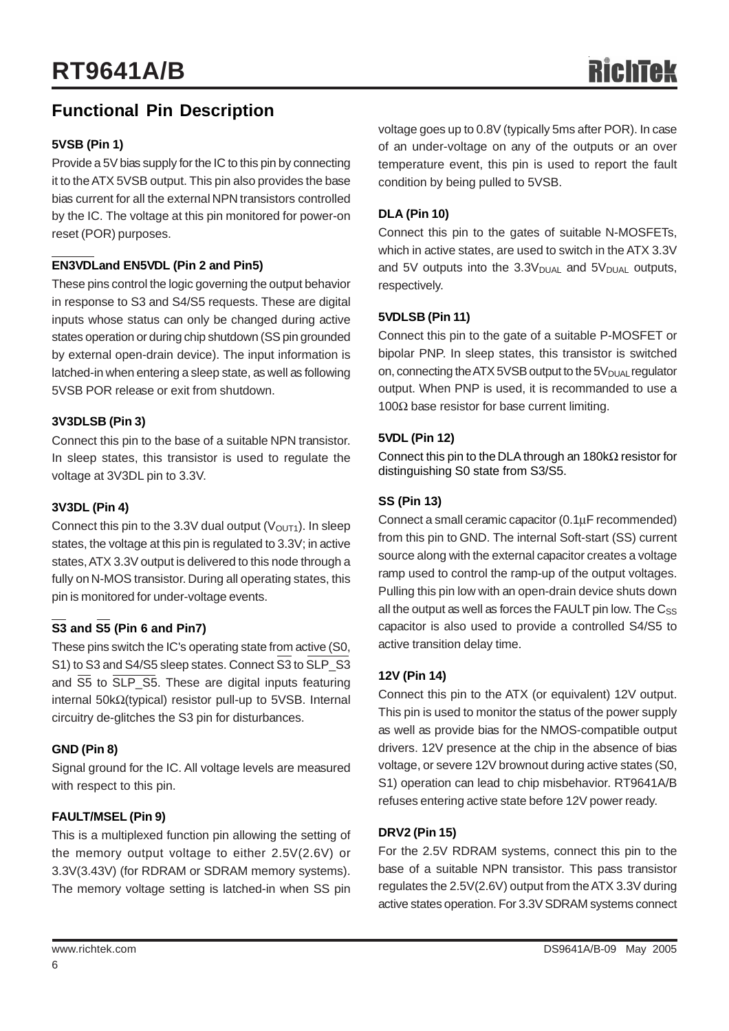## Functional Pin Description

### 5VSB (Pin 1)

Provide a 5V bias supply for the IC to this pin by connecting it to the ATX 5VSB output. This pin also provides the base bias current for all the external NPN transistors controlled by the IC. The voltage at this pin monitored for power-on reset (POR) purposes.

### $\overline{\text{EN3VDL}}$ and EN5VDL (Pin 2 and Pin5)

These pins control the logic governing the output behavior in response to S3 and S4/S5 requests. These are digital inputs whose status can only be changed during active states operation or during chip shutdown (SS pin grounded by external open-drain device). The input information is latched-in when entering a sleep state, as well as following 5VSB POR release or exit from shutdown.

### 3V3DLSB (Pin 3)

Connect this pin to the base of a suitable NPN transistor. In sleep states, this transistor is used to regulate the voltage at 3V3DL pin to 3.3V.

### 3V3DL (Pin 4)

Connect this pin to the 3.3V dual output ($V_{OUT1}$). In sleep states, the voltage at this pin is regulated to 3.3V; in active states, ATX 3.3V output is delivered to this node through a fully on N-MOS transistor. During all operating states, this pin is monitored for under-voltage events.

### $\overline{\text{S3}}$ and $\overline{\text{S5}}$ (Pin 6 and Pin7)

These pins switch the IC's operating state from active (S0, S1) to S3 and S4/S5 sleep states. Connect $\overline{\text{S3}}$ to $\overline{\text{SLP\_S3}}$ and $\overline{\text{S5}}$ to $\overline{\text{SLP\_S5}}$. These are digital inputs featuring internal 50kΩ(typical) resistor pull-up to 5VSB. Internal circuitry de-glitches the S3 pin for disturbances.

### GND (Pin 8)

Signal ground for the IC. All voltage levels are measured with respect to this pin.

### FAULT/MSEL (Pin 9)

This is a multiplexed function pin allowing the setting of the memory output voltage to either 2.5V(2.6V) or 3.3V(3.43V) (for RDRAM or SDRAM memory systems). The memory voltage setting is latched-in when SS pin voltage goes up to 0.8V (typically 5ms after POR). In case of an under-voltage on any of the outputs or an over temperature event, this pin is used to report the fault condition by being pulled to 5VSB.

### DLA (Pin 10)

Connect this pin to the gates of suitable N-MOSFETs, which in active states, are used to switch in the ATX 3.3V and 5V outputs into the $3.3V_{DUAL}$ and $5V_{DUAL}$ outputs, respectively.

### 5VDLSB (Pin 11)

Connect this pin to the gate of a suitable P-MOSFET or bipolar PNP. In sleep states, this transistor is switched on, connecting the ATX 5VSB output to the $5V_{DUAL}$ regulator output. When PNP is used, it is recommanded to use a 100Ω base resistor for base current limiting.

### 5VDL (Pin 12)

Connect this pin to the DLA through an 180kΩ resistor for distinguishing S0 state from S3/S5.

### SS (Pin 13)

Connect a small ceramic capacitor (0.1μF recommended) from this pin to GND. The internal Soft-start (SS) current source along with the external capacitor creates a voltage ramp used to control the ramp-up of the output voltages. Pulling this pin low with an open-drain device shuts down all the output as well as forces the FAULT pin low. The $C_{SS}$ capacitor is also used to provide a controlled S4/S5 to active transition delay time.

### 12V (Pin 14)

Connect this pin to the ATX (or equivalent) 12V output. This pin is used to monitor the status of the power supply as well as provide bias for the NMOS-compatible output drivers. 12V presence at the chip in the absence of bias voltage, or severe 12V brownout during active states (S0, S1) operation can lead to chip misbehavior. RT9641A/B refuses entering active state before 12V power ready.

### DRV2 (Pin 15)

For the 2.5V RDRAM systems, connect this pin to the base of a suitable NPN transistor. This pass transistor regulates the 2.5V(2.6V) output from the ATX 3.3V during active states operation. For 3.3V SDRAM systems connect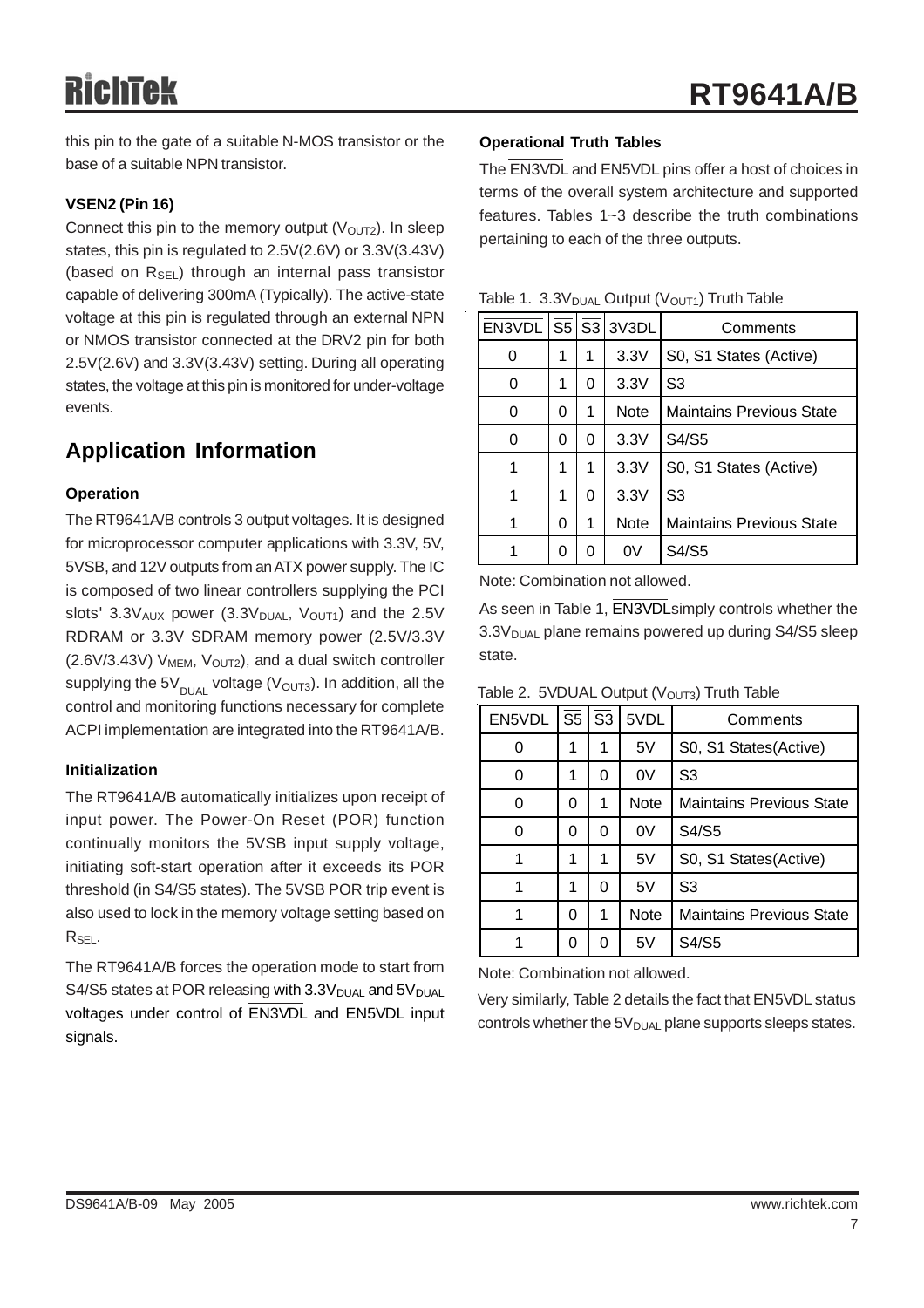this pin to the gate of a suitable N-MOS transistor or the base of a suitable NPN transistor.

#### VSEN2 (Pin 16)

Connect this pin to the memory output ($V_{OUT2}$). In sleep states, this pin is regulated to 2.5V(2.6V) or 3.3V(3.43V) (based on $R_{SEL}$) through an internal pass transistor capable of delivering 300mA (Typically). The active-state voltage at this pin is regulated through an external NPN or NMOS transistor connected at the DRV2 pin for both 2.5V(2.6V) and 3.3V(3.43V) setting. During all operating states, the voltage at this pin is monitored for under-voltage events.

## Application Information

#### Operation

The RT9641A/B controls 3 output voltages. It is designed for microprocessor computer applications with 3.3V, 5V, 5VSB, and 12V outputs from an ATX power supply. The IC is composed of two linear controllers supplying the PCI slots' $3.3V_{AUX}$ power ($3.3V_{DUAL}$, $V_{OUT1}$) and the 2.5V RDRAM or 3.3V SDRAM memory power (2.5V/3.3V (2.6V/3.43V) $V_{MEM}$, $V_{OUT2}$), and a dual switch controller supplying the $5V_{DUAL}$ voltage ($V_{OUT3}$). In addition, all the control and monitoring functions necessary for complete ACPI implementation are integrated into the RT9641A/B.

#### Initialization

The RT9641A/B automatically initializes upon receipt of input power. The Power-On Reset (POR) function continually monitors the 5VSB input supply voltage, initiating soft-start operation after it exceeds its POR threshold (in S4/S5 states). The 5VSB POR trip event is also used to lock in the memory voltage setting based on $R_{SEL}$.

The RT9641A/B forces the operation mode to start from S4/S5 states at POR releasing with $3.3V_{DUAL}$ and $5V_{DUAL}$ voltages under control of $\overline{\text{EN3VDL}}$ and EN5VDL input signals.

#### Operational Truth Tables

The $\overline{\text{EN3VDL}}$ and EN5VDL pins offer a host of choices in terms of the overall system architecture and supported features. Tables 1~3 describe the truth combinations pertaining to each of the three outputs.

Table 1. $3.3V_{DUAL}$ Output ($V_{OUT1}$) Truth Table

| $\overline{\text{EN3VDL}}$ | $\overline{\text{S5}}$ | $\overline{\text{S3}}$ | 3V3DL | Comments |
|---|---|---|---|---|
| 0 | 1 | 1 | 3.3V | S0, S1 States (Active) |
| 0 | 1 | 0 | 3.3V | S3 |
| 0 | 0 | 1 | Note | Maintains Previous State |
| 0 | 0 | 0 | 3.3V | S4/S5 |
| 1 | 1 | 1 | 3.3V | S0, S1 States (Active) |
| 1 | 1 | 0 | 3.3V | S3 |
| 1 | 0 | 1 | Note | Maintains Previous State |
| 1 | 0 | 0 | 0V | S4/S5 |

Note: Combination not allowed.

As seen in Table 1, $\overline{\text{EN3VDL}}$ simply controls whether the $3.3V_{DUAL}$ plane remains powered up during S4/S5 sleep state.

Table 2. 5VDUAL Output ($V_{OUT3}$) Truth Table

| EN5VDL | $\overline{\text{S5}}$ | $\overline{\text{S3}}$ | 5VDL | Comments |
|---|---|---|---|---|
| 0 | 1 | 1 | 5V | S0, S1 States(Active) |
| 0 | 1 | 0 | 0V | S3 |
| 0 | 0 | 1 | Note | Maintains Previous State |
| 0 | 0 | 0 | 0V | S4/S5 |
| 1 | 1 | 1 | 5V | S0, S1 States(Active) |
| 1 | 1 | 0 | 5V | S3 |
| 1 | 0 | 1 | Note | Maintains Previous State |
| 1 | 0 | 0 | 5V | S4/S5 |

Note: Combination not allowed.

Very similarly, Table 2 details the fact that EN5VDL status controls whether the $5V_{DUAL}$ plane supports sleeps states.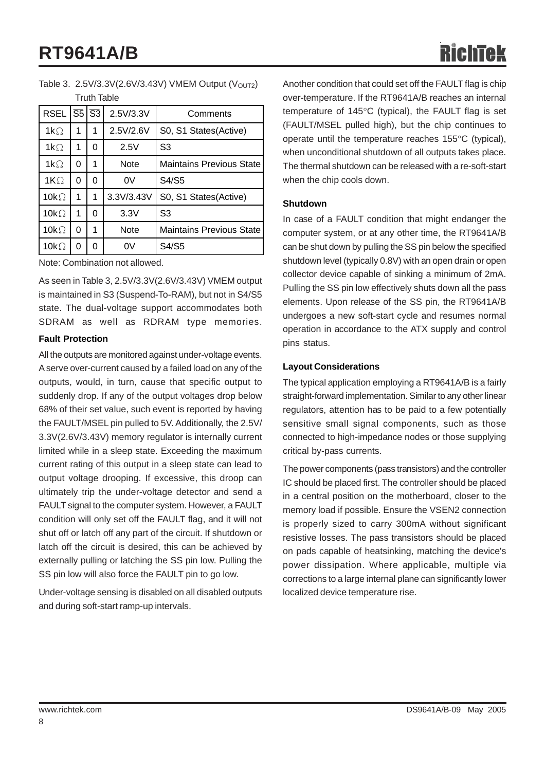Table 3. 2.5V/3.3V(2.6V/3.43V) VMEM Output ($V_{OUT2}$) Truth Table

| RSEL | $\overline{S5}$ | $\overline{S3}$ | 2.5V/3.3V | Comments |
|---|---|---|---|---|
| 1kΩ | 1 | 1 | 2.5V/2.6V | S0, S1 States(Active) |
| 1kΩ | 1 | 0 | 2.5V | S3 |
| 1kΩ | 0 | 1 | Note | Maintains Previous State |
| 1KΩ | 0 | 0 | 0V | S4/S5 |
| 10kΩ | 1 | 1 | 3.3V/3.43V | S0, S1 States(Active) |
| 10kΩ | 1 | 0 | 3.3V | S3 |
| 10kΩ | 0 | 1 | Note | Maintains Previous State |
| 10kΩ | 0 | 0 | 0V | S4/S5 |

Note: Combination not allowed.

As seen in Table 3, 2.5V/3.3V(2.6V/3.43V) VMEM output is maintained in S3 (Suspend-To-RAM), but not in S4/S5 state. The dual-voltage support accommodates both SDRAM as well as RDRAM type memories.

**Fault Protection**

All the outputs are monitored against under-voltage events. A serve over-current caused by a failed load on any of the outputs, would, in turn, cause that specific output to suddenly drop. If any of the output voltages drop below 68% of their set value, such event is reported by having the FAULT/MSEL pin pulled to 5V. Additionally, the 2.5V/3.3V(2.6V/3.43V) memory regulator is internally current limited while in a sleep state. Exceeding the maximum current rating of this output in a sleep state can lead to output voltage drooping. If excessive, this droop can ultimately trip the under-voltage detector and send a FAULT signal to the computer system. However, a FAULT condition will only set off the FAULT flag, and it will not shut off or latch off any part of the circuit. If shutdown or latch off the circuit is desired, this can be achieved by externally pulling or latching the SS pin low. Pulling the SS pin low will also force the FAULT pin to go low.

Under-voltage sensing is disabled on all disabled outputs and during soft-start ramp-up intervals.

Another condition that could set off the FAULT flag is chip over-temperature. If the RT9641A/B reaches an internal temperature of 145°C (typical), the FAULT flag is set (FAULT/MSEL pulled high), but the chip continues to operate until the temperature reaches 155°C (typical), when unconditional shutdown of all outputs takes place. The thermal shutdown can be released with a re-soft-start when the chip cools down.

**Shutdown**

In case of a FAULT condition that might endanger the computer system, or at any other time, the RT9641A/B can be shut down by pulling the SS pin below the specified shutdown level (typically 0.8V) with an open drain or open collector device capable of sinking a minimum of 2mA. Pulling the SS pin low effectively shuts down all the pass elements. Upon release of the SS pin, the RT9641A/B undergoes a new soft-start cycle and resumes normal operation in accordance to the ATX supply and control pins status.

**Layout Considerations**

The typical application employing a RT9641A/B is a fairly straight-forward implementation. Similar to any other linear regulators, attention has to be paid to a few potentially sensitive small signal components, such as those connected to high-impedance nodes or those supplying critical by-pass currents.

The power components (pass transistors) and the controller IC should be placed first. The controller should be placed in a central position on the motherboard, closer to the memory load if possible. Ensure the VSEN2 connection is properly sized to carry 300mA without significant resistive losses. The pass transistors should be placed on pads capable of heatsinking, matching the device's power dissipation. Where applicable, multiple via corrections to a large internal plane can significantly lower localized device temperature rise.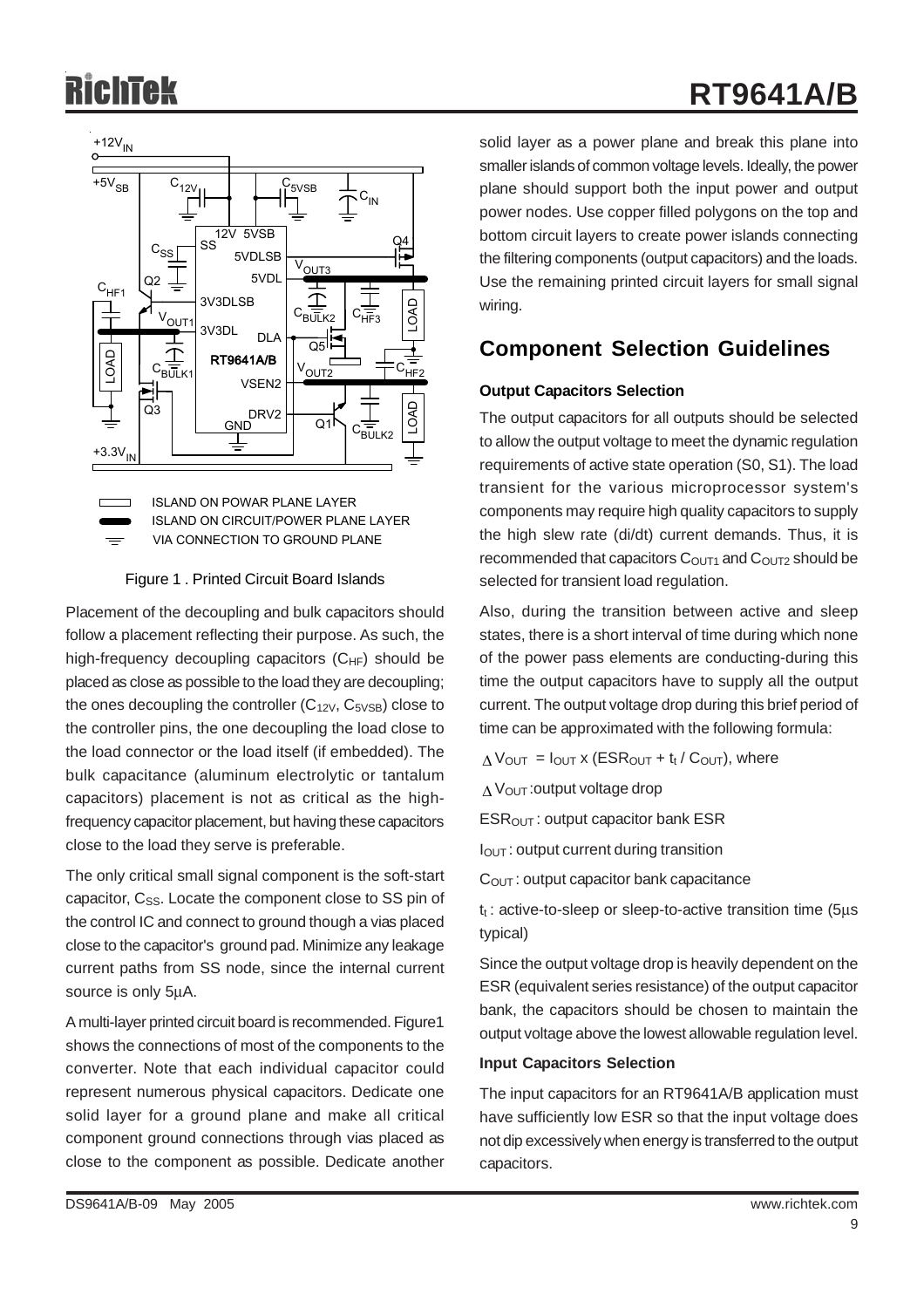+12V_IN
+5V_SB
C_12V
C_5VSB
C_IN
12V 5VSB
SS
C_SS
5VDLSB
Q4
V_OUT3
5VDL
Q2
C_HF1
3V3DLSB
C_BULK2
C_HF3
LOAD
V_OUT1
3V3DL
DLA
Q5
LOAD
C_BULK1
RT9641A/B
V_OUT2
C_HF2
VSEN2
Q3
DRV2
GND
Q1
C_BULK2
LOAD
+3.3V_IN

ISLAND ON POWAR PLANE LAYER
ISLAND ON CIRCUIT/POWER PLANE LAYER
VIA CONNECTION TO GROUND PLANE

Figure 1 . Printed Circuit Board Islands

Placement of the decoupling and bulk capacitors should follow a placement reflecting their purpose. As such, the high-frequency decoupling capacitors ($C_{HF}$) should be placed as close as possible to the load they are decoupling; the ones decoupling the controller ($C_{12V}$, $C_{5VSB}$) close to the controller pins, the one decoupling the load close to the load connector or the load itself (if embedded). The bulk capacitance (aluminum electrolytic or tantalum capacitors) placement is not as critical as the high-frequency capacitor placement, but having these capacitors close to the load they serve is preferable.

The only critical small signal component is the soft-start capacitor, $C_{SS}$. Locate the component close to SS pin of the control IC and connect to ground though a vias placed close to the capacitor's ground pad. Minimize any leakage current paths from SS node, since the internal current source is only 5μA.

A multi-layer printed circuit board is recommended. Figure1 shows the connections of most of the components to the converter. Note that each individual capacitor could represent numerous physical capacitors. Dedicate one solid layer for a ground plane and make all critical component ground connections through vias placed as close to the component as possible. Dedicate another solid layer as a power plane and break this plane into smaller islands of common voltage levels. Ideally, the power plane should support both the input power and output power nodes. Use copper filled polygons on the top and bottom circuit layers to create power islands connecting the filtering components (output capacitors) and the loads. Use the remaining printed circuit layers for small signal wiring.

## Component Selection Guidelines

### Output Capacitors Selection

The output capacitors for all outputs should be selected to allow the output voltage to meet the dynamic regulation requirements of active state operation (S0, S1). The load transient for the various microprocessor system's components may require high quality capacitors to supply the high slew rate (di/dt) current demands. Thus, it is recommended that capacitors $C_{OUT1}$ and $C_{OUT2}$ should be selected for transient load regulation.

Also, during the transition between active and sleep states, there is a short interval of time during which none of the power pass elements are conducting-during this time the output capacitors have to supply all the output current. The output voltage drop during this brief period of time can be approximated with the following formula:

$\Delta V_{OUT} = I_{OUT} \times (ESR_{OUT} + t_t / C_{OUT})$, where

$\Delta V_{OUT}$ :output voltage drop

$ESR_{OUT}$ : output capacitor bank ESR

$I_{OUT}$ : output current during transition

$C_{OUT}$ : output capacitor bank capacitance

$t_t$ : active-to-sleep or sleep-to-active transition time (5μs typical)

Since the output voltage drop is heavily dependent on the ESR (equivalent series resistance) of the output capacitor bank, the capacitors should be chosen to maintain the output voltage above the lowest allowable regulation level.

### Input Capacitors Selection

The input capacitors for an RT9641A/B application must have sufficiently low ESR so that the input voltage does not dip excessively when energy is transferred to the output capacitors.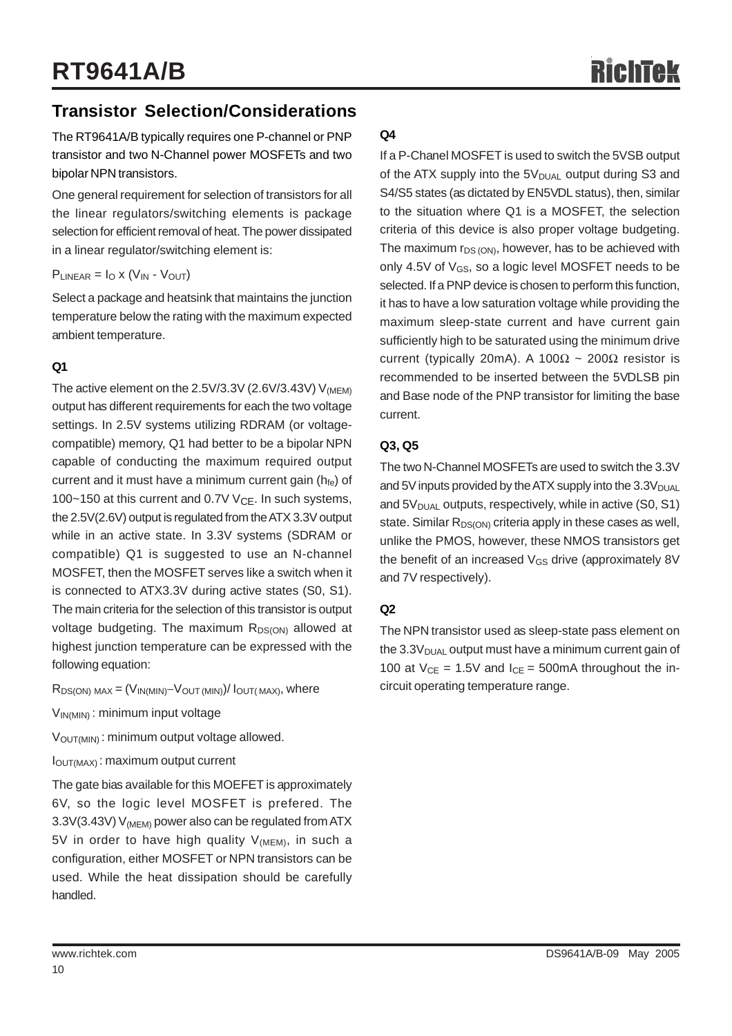## Transistor Selection/Considerations

The RT9641A/B typically requires one P-channel or PNP transistor and two N-Channel power MOSFETs and two bipolar NPN transistors.

One general requirement for selection of transistors for all the linear regulators/switching elements is package selection for efficient removal of heat. The power dissipated in a linear regulator/switching element is:

$P_{LINEAR} = I_O \times (V_{IN} - V_{OUT})$

Select a package and heatsink that maintains the junction temperature below the rating with the maximum expected ambient temperature.

### Q1

The active element on the 2.5V/3.3V (2.6V/3.43V) $V_{(MEM)}$ output has different requirements for each the two voltage settings. In 2.5V systems utilizing RDRAM (or voltage-compatible) memory, Q1 had better to be a bipolar NPN capable of conducting the maximum required output current and it must have a minimum current gain ($h_{fe}$) of 100~150 at this current and 0.7V $V_{CE}$. In such systems, the 2.5V(2.6V) output is regulated from the ATX 3.3V output while in an active state. In 3.3V systems (SDRAM or compatible) Q1 is suggested to use an N-channel MOSFET, then the MOSFET serves like a switch when it is connected to ATX3.3V during active states (S0, S1). The main criteria for the selection of this transistor is output voltage budgeting. The maximum $R_{DS(ON)}$ allowed at highest junction temperature can be expressed with the following equation:

$R_{DS(ON)\ MAX} = (V_{IN(MIN)} - V_{OUT\ (MIN)}) / I_{OUT(\ MAX)}$, where

$V_{IN(MIN)}$ : minimum input voltage

$V_{OUT(MIN)}$ : minimum output voltage allowed.

$I_{OUT(MAX)}$ : maximum output current

The gate bias available for this MOEFET is approximately 6V, so the logic level MOSFET is prefered. The 3.3V(3.43V) $V_{(MEM)}$ power also can be regulated from ATX 5V in order to have high quality $V_{(MEM)}$, in such a configuration, either MOSFET or NPN transistors can be used. While the heat dissipation should be carefully handled.

### Q4

If a P-Chanel MOSFET is used to switch the 5VSB output of the ATX supply into the $5V_{DUAL}$ output during S3 and S4/S5 states (as dictated by EN5VDL status), then, similar to the situation where Q1 is a MOSFET, the selection criteria of this device is also proper voltage budgeting. The maximum $r_{DS\ (ON)}$, however, has to be achieved with only 4.5V of $V_{GS}$, so a logic level MOSFET needs to be selected. If a PNP device is chosen to perform this function, it has to have a low saturation voltage while providing the maximum sleep-state current and have current gain sufficiently high to be saturated using the minimum drive current (typically 20mA). A 100Ω ~ 200Ω resistor is recommended to be inserted between the 5VDLSB pin and Base node of the PNP transistor for limiting the base current.

### Q3, Q5

The two N-Channel MOSFETs are used to switch the 3.3V and 5V inputs provided by the ATX supply into the $3.3V_{DUAL}$ and $5V_{DUAL}$ outputs, respectively, while in active (S0, S1) state. Similar $R_{DS(ON)}$ criteria apply in these cases as well, unlike the PMOS, however, these NMOS transistors get the benefit of an increased $V_{GS}$ drive (approximately 8V and 7V respectively).

### Q2

The NPN transistor used as sleep-state pass element on the $3.3V_{DUAL}$ output must have a minimum current gain of 100 at $V_{CE}$ = 1.5V and $I_{CE}$ = 500mA throughout the in-circuit operating temperature range.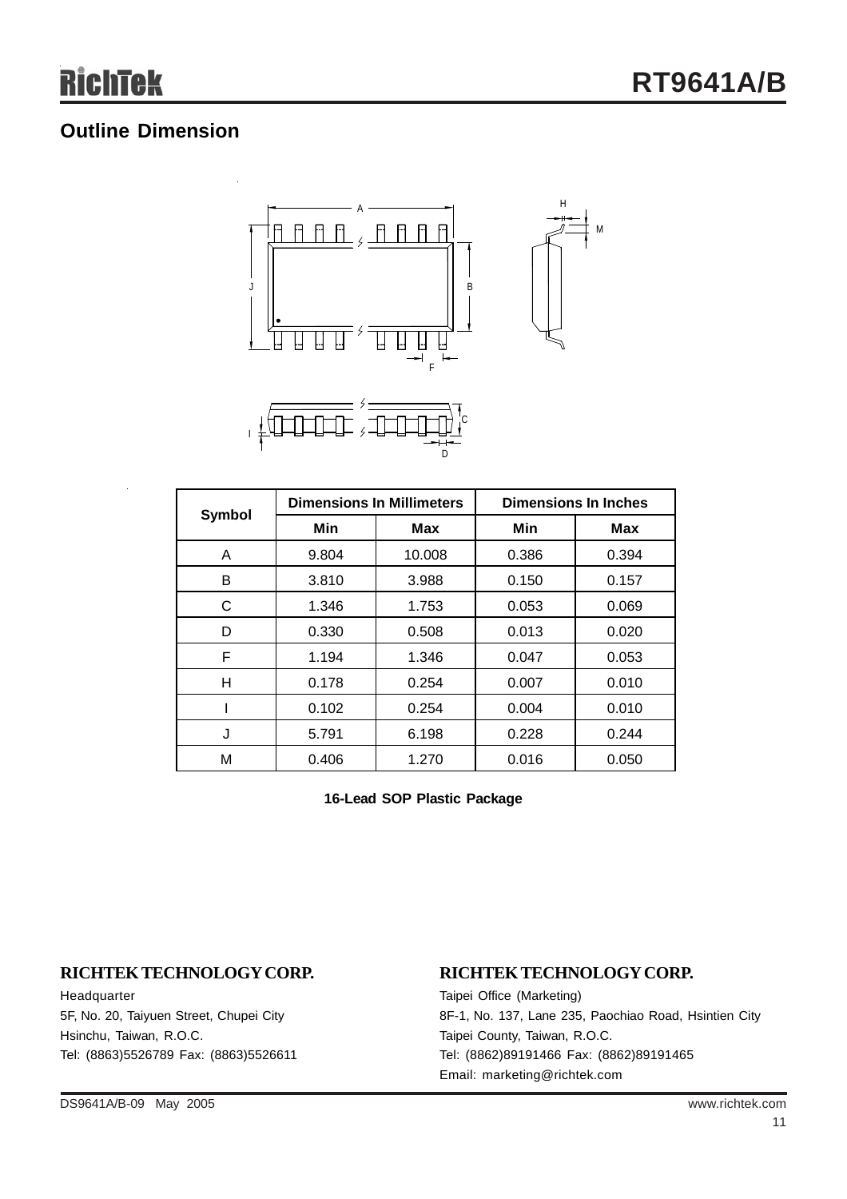## Outline Dimension

A
H
M
J
B
F
C
I
D

| Symbol | Dimensions In Millimeters | | Dimensions In Inches | |
|---|---|---|---|---|
| | Min | Max | Min | Max |
| A | 9.804 | 10.008 | 0.386 | 0.394 |
| B | 3.810 | 3.988 | 0.150 | 0.157 |
| C | 1.346 | 1.753 | 0.053 | 0.069 |
| D | 0.330 | 0.508 | 0.013 | 0.020 |
| F | 1.194 | 1.346 | 0.047 | 0.053 |
| H | 0.178 | 0.254 | 0.007 | 0.010 |
| I | 0.102 | 0.254 | 0.004 | 0.010 |
| J | 5.791 | 6.198 | 0.228 | 0.244 |
| M | 0.406 | 1.270 | 0.016 | 0.050 |

**16-Lead SOP Plastic Package**

**RICHTEK TECHNOLOGY CORP.**

Headquarter
5F, No. 20, Taiyuen Street, Chupei City
Hsinchu, Taiwan, R.O.C.
Tel: (8863)5526789 Fax: (8863)5526611

**RICHTEK TECHNOLOGY CORP.**

Taipei Office (Marketing)
8F-1, No. 137, Lane 235, Paochiao Road, Hsintien City
Taipei County, Taiwan, R.O.C.
Tel: (8862)89191466 Fax: (8862)89191465
Email: marketing@richtek.com